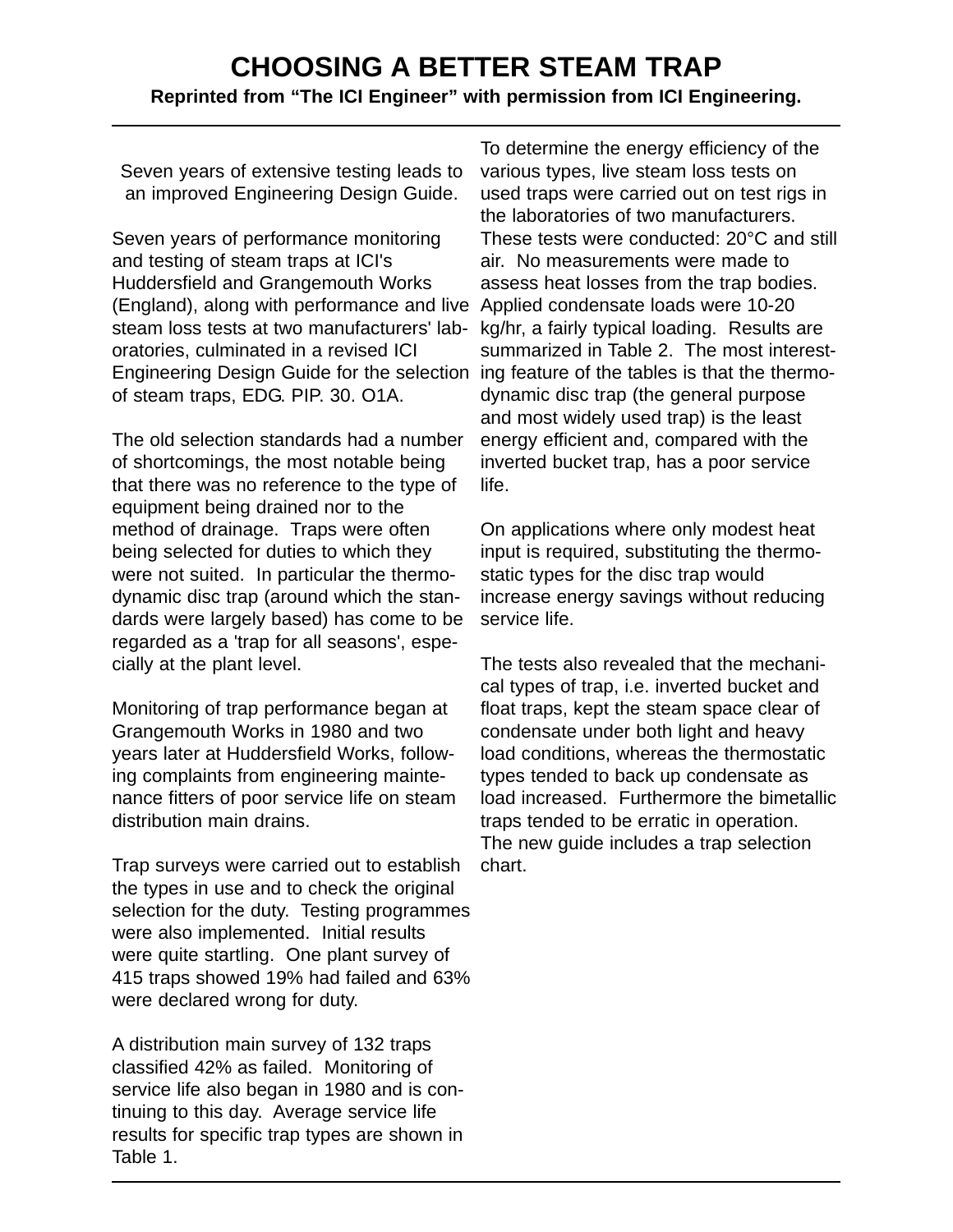# CHOOSING A BETTER STEAM TRAP

**Reprinted from "The ICI Engineer" with permission from ICI Engineering.**

Seven years of extensive testing leads to an improved Engineering Design Guide.

Seven years of performance monitoring and testing of steam traps at ICI's Huddersfield and Grangemouth Works (England), along with performance and live steam loss tests at two manufacturers' laboratories, culminated in a revised ICI Engineering Design Guide for the selection of steam traps, EDG. PIP. 30. O1A.

The old selection standards had a number of shortcomings, the most notable being that there was no reference to the type of equipment being drained nor to the method of drainage. Traps were often being selected for duties to which they were not suited. In particular the thermodynamic disc trap (around which the standards were largely based) has come to be regarded as a 'trap for all seasons', especially at the plant level.

Monitoring of trap performance began at Grangemouth Works in 1980 and two years later at Huddersfield Works, following complaints from engineering maintenance fitters of poor service life on steam distribution main drains.

Trap surveys were carried out to establish the types in use and to check the original selection for the duty. Testing programmes were also implemented. Initial results were quite startling. One plant survey of 415 traps showed 19% had failed and 63% were declared wrong for duty.

A distribution main survey of 132 traps classified 42% as failed. Monitoring of service life also began in 1980 and is continuing to this day. Average service life results for specific trap types are shown in Table 1.

To determine the energy efficiency of the various types, live steam loss tests on used traps were carried out on test rigs in the laboratories of two manufacturers. These tests were conducted: 20°C and still air. No measurements were made to assess heat losses from the trap bodies. Applied condensate loads were 10-20 kg/hr, a fairly typical loading. Results are summarized in Table 2. The most interesting feature of the tables is that the thermodynamic disc trap (the general purpose and most widely used trap) is the least energy efficient and, compared with the inverted bucket trap, has a poor service life.

On applications where only modest heat input is required, substituting the thermostatic types for the disc trap would increase energy savings without reducing service life.

The tests also revealed that the mechanical types of trap, i.e. inverted bucket and float traps, kept the steam space clear of condensate under both light and heavy load conditions, whereas the thermostatic types tended to back up condensate as load increased. Furthermore the bimetallic traps tended to be erratic in operation. The new guide includes a trap selection chart.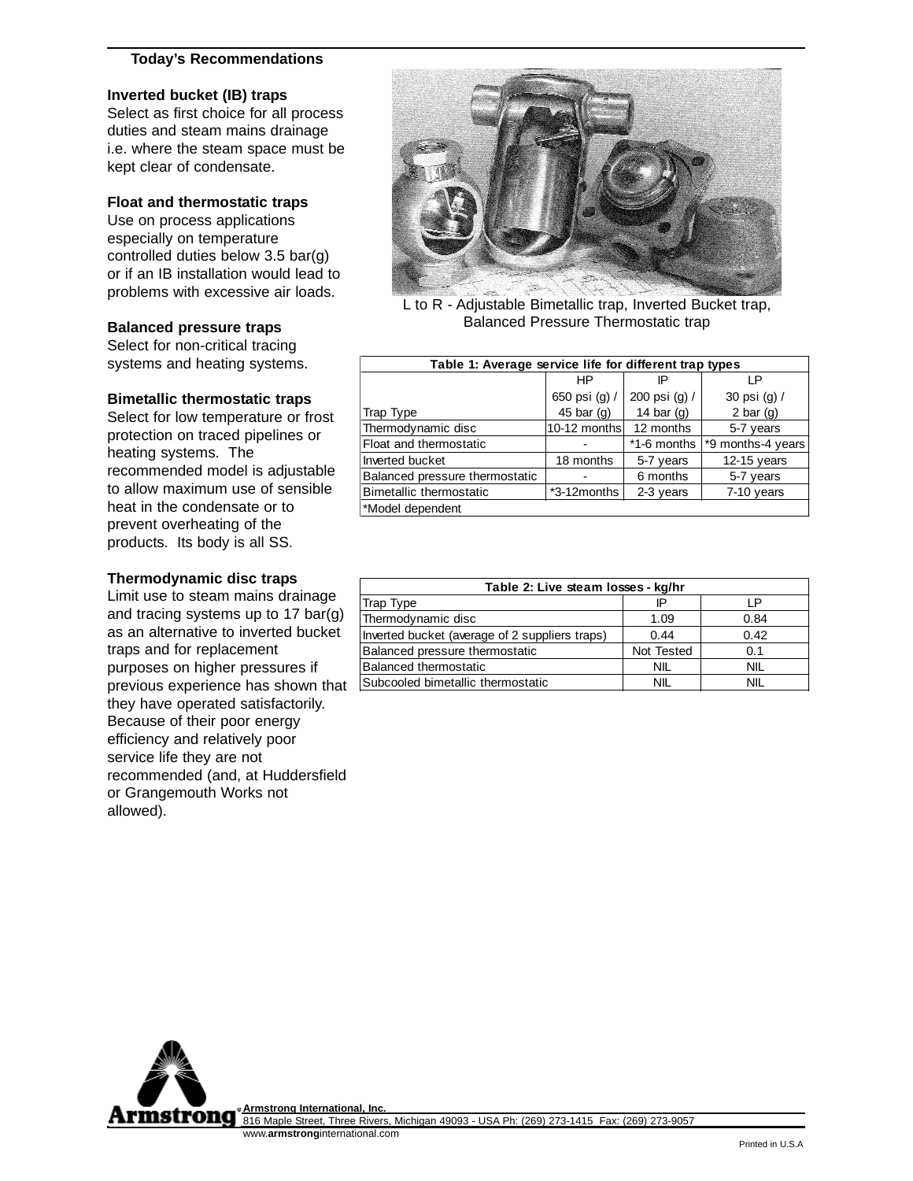## Today's Recommendations

**Inverted bucket (IB) traps**
Select as first choice for all process duties and steam mains drainage i.e. where the steam space must be kept clear of condensate.

**Float and thermostatic traps**
Use on process applications especially on temperature controlled duties below 3.5 bar(g) or if an IB installation would lead to problems with excessive air loads.

**Balanced pressure traps**
Select for non-critical tracing systems and heating systems.

**Bimetallic thermostatic traps**
Select for low temperature or frost protection on traced pipelines or heating systems. The recommended model is adjustable to allow maximum use of sensible heat in the condensate or to prevent overheating of the products. Its body is all SS.

**Thermodynamic disc traps**
Limit use to steam mains drainage and tracing systems up to 17 bar(g) as an alternative to inverted bucket traps and for replacement purposes on higher pressures if previous experience has shown that they have operated satisfactorily. Because of their poor energy efficiency and relatively poor service life they are not recommended (and, at Huddersfield or Grangemouth Works not allowed).

L to R - Adjustable Bimetallic trap, Inverted Bucket trap, Balanced Pressure Thermostatic trap

**Table 1: Average service life for different trap types**

| Trap Type | HP 650 psi (g) / 45 bar (g) | IP 200 psi (g) / 14 bar (g) | LP 30 psi (g) / 2 bar (g) |
|---|---|---|---|
| Thermodynamic disc | 10-12 months | 12 months | 5-7 years |
| Float and thermostatic | - | *1-6 months | *9 months-4 years |
| Inverted bucket | 18 months | 5-7 years | 12-15 years |
| Balanced pressure thermostatic | - | 6 months | 5-7 years |
| Bimetallic thermostatic | *3-12months | 2-3 years | 7-10 years |
| *Model dependent | | | |

**Table 2: Live steam losses - kg/hr**

| Trap Type | IP | LP |
|---|---|---|
| Thermodynamic disc | 1.09 | 0.84 |
| Inverted bucket (average of 2 suppliers traps) | 0.44 | 0.42 |
| Balanced pressure thermostatic | Not Tested | 0.1 |
| Balanced thermostatic | NIL | NIL |
| Subcooled bimetallic thermostatic | NIL | NIL |

**Armstrong International, Inc.**
816 Maple Street, Three Rivers, Michigan 49093 - USA Ph: (269) 273-1415 Fax: (269) 273-9057
www.armstronginternational.com

Printed in U.S.A